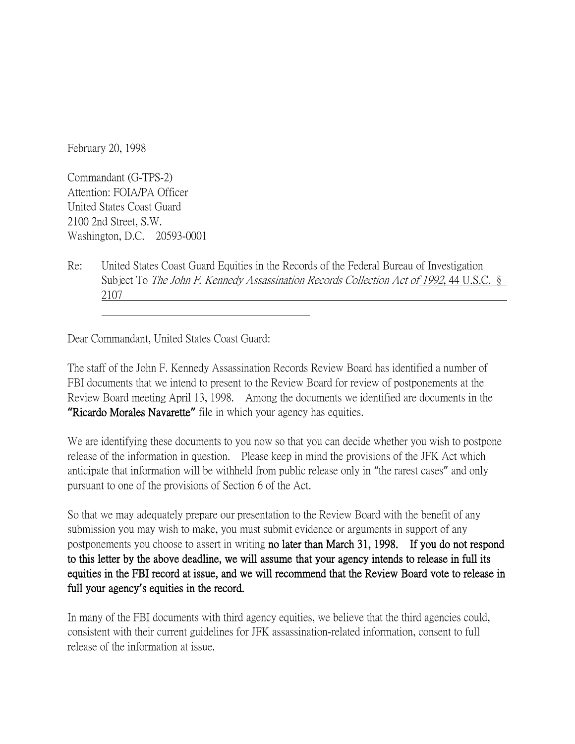February 20, 1998

Commandant (G-TPS-2)
Attention: FOIA/PA Officer
United States Coast Guard
2100 2nd Street, S.W.
Washington, D.C. 20593-0001

Re: United States Coast Guard Equities in the Records of the Federal Bureau of Investigation Subject To *The John F. Kennedy Assassination Records Collection Act of 1992*, 44 U.S.C. § 2107

Dear Commandant, United States Coast Guard:

The staff of the John F. Kennedy Assassination Records Review Board has identified a number of FBI documents that we intend to present to the Review Board for review of postponements at the Review Board meeting April 13, 1998. Among the documents we identified are documents in the **"Ricardo Morales Navarette"** file in which your agency has equities.

We are identifying these documents to you now so that you can decide whether you wish to postpone release of the information in question. Please keep in mind the provisions of the JFK Act which anticipate that information will be withheld from public release only in "the rarest cases" and only pursuant to one of the provisions of Section 6 of the Act.

So that we may adequately prepare our presentation to the Review Board with the benefit of any submission you may wish to make, you must submit evidence or arguments in support of any postponements you choose to assert in writing **no later than March 31, 1998. If you do not respond to this letter by the above deadline, we will assume that your agency intends to release in full its equities in the FBI record at issue, and we will recommend that the Review Board vote to release in full your agency's equities in the record.**

In many of the FBI documents with third agency equities, we believe that the third agencies could, consistent with their current guidelines for JFK assassination-related information, consent to full release of the information at issue.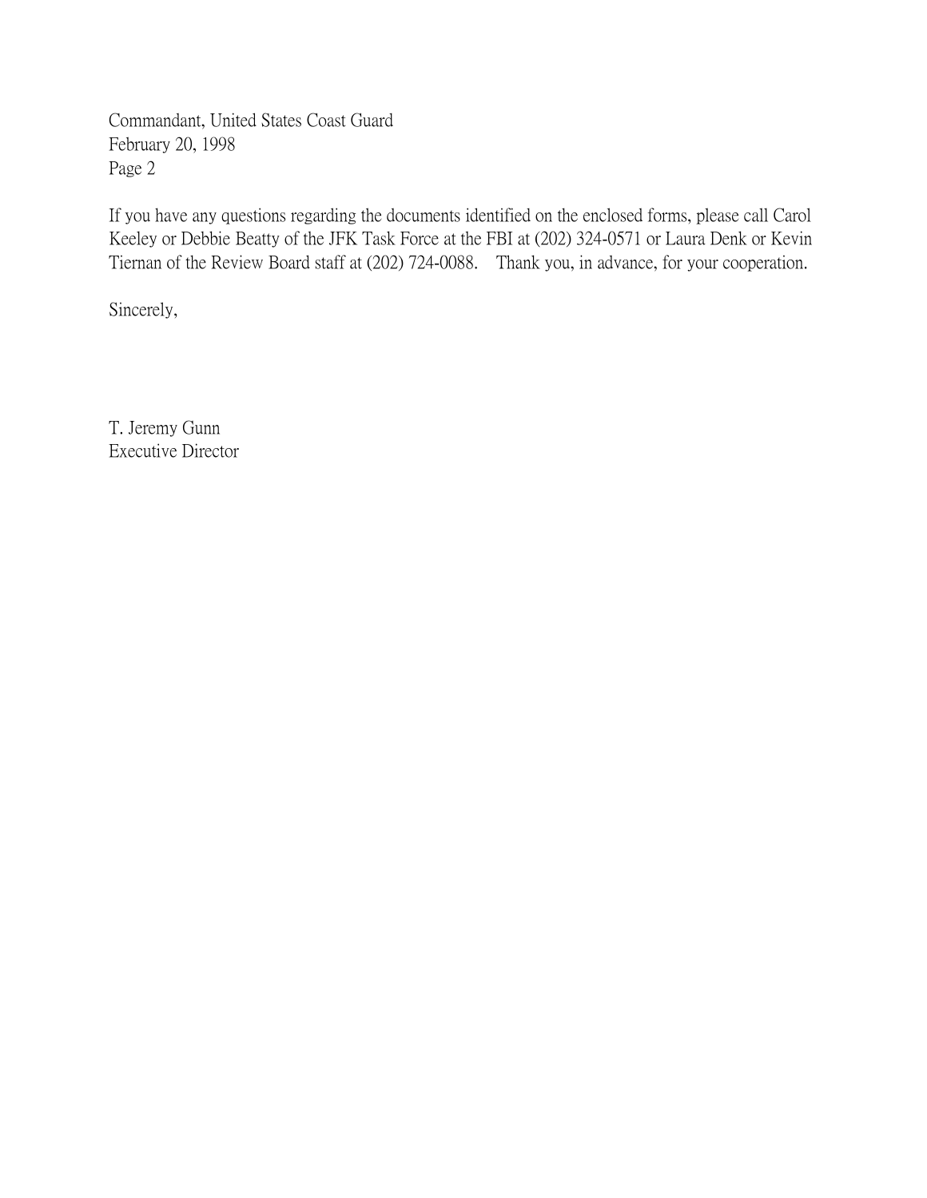Commandant, United States Coast Guard
February 20, 1998

If you have any questions regarding the documents identified on the enclosed forms, please call Carol Keeley or Debbie Beatty of the JFK Task Force at the FBI at (202) 324-0571 or Laura Denk or Kevin Tiernan of the Review Board staff at (202) 724-0088. Thank you, in advance, for your cooperation.

Sincerely,

T. Jeremy Gunn
Executive Director